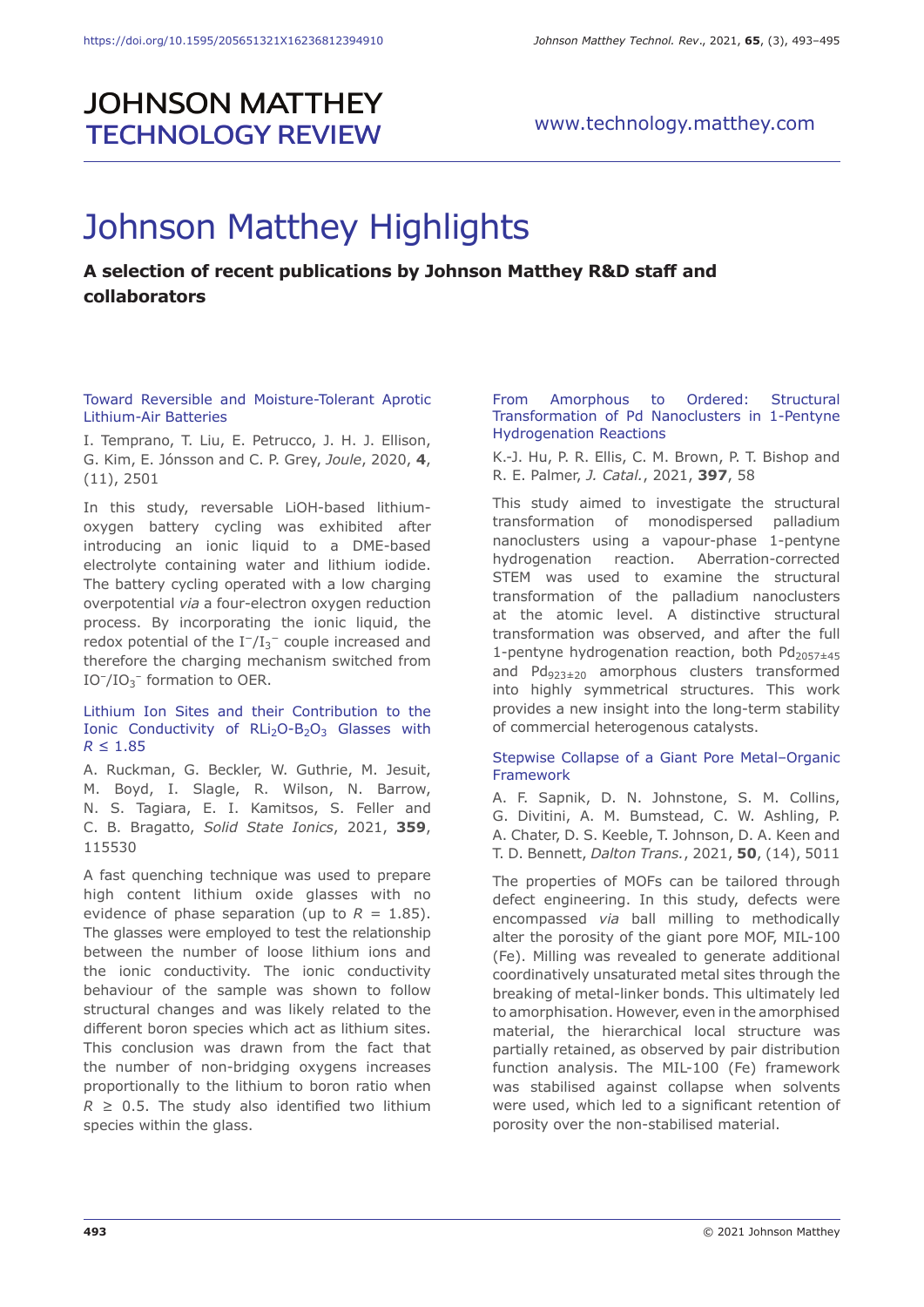# Johnson Matthey Highlights

**A selection of recent publications by Johnson Matthey R&D staff and collaborators**

### Toward Reversible and Moisture-Tolerant Aprotic Lithium-Air Batteries

I. Temprano, T. Liu, E. Petrucco, J. H. J. Ellison, G. Kim, E. Jónsson and C. P. Grey, *Joule*, 2020, **4**, (11), 2501

In this study, reversable LiOH-based lithium-oxygen battery cycling was exhibited after introducing an ionic liquid to a DME-based electrolyte containing water and lithium iodide. The battery cycling operated with a low charging overpotential *via* a four-electron oxygen reduction process. By incorporating the ionic liquid, the redox potential of the $I^-/I_3^-$ couple increased and therefore the charging mechanism switched from $IO^-/IO_3^-$ formation to OER.

### Lithium Ion Sites and their Contribution to the Ionic Conductivity of $RLi_2O$-$B_2O_3$ Glasses with $R \leq 1.85$

A. Ruckman, G. Beckler, W. Guthrie, M. Jesuit, M. Boyd, I. Slagle, R. Wilson, N. Barrow, N. S. Tagiara, E. I. Kamitsos, S. Feller and C. B. Bragatto, *Solid State Ionics*, 2021, **359**, 115530

A fast quenching technique was used to prepare high content lithium oxide glasses with no evidence of phase separation (up to $R = 1.85$). The glasses were employed to test the relationship between the number of loose lithium ions and the ionic conductivity. The ionic conductivity behaviour of the sample was shown to follow structural changes and was likely related to the different boron species which act as lithium sites. This conclusion was drawn from the fact that the number of non-bridging oxygens increases proportionally to the lithium to boron ratio when $R \geq 0.5$. The study also identified two lithium species within the glass.

### From Amorphous to Ordered: Structural Transformation of Pd Nanoclusters in 1-Pentyne Hydrogenation Reactions

K.-J. Hu, P. R. Ellis, C. M. Brown, P. T. Bishop and R. E. Palmer, *J. Catal.*, 2021, **397**, 58

This study aimed to investigate the structural transformation of monodispersed palladium nanoclusters using a vapour-phase 1-pentyne hydrogenation reaction. Aberration-corrected STEM was used to examine the structural transformation of the palladium nanoclusters at the atomic level. A distinctive structural transformation was observed, and after the full 1-pentyne hydrogenation reaction, both $Pd_{2057\pm45}$ and $Pd_{923\pm20}$ amorphous clusters transformed into highly symmetrical structures. This work provides a new insight into the long-term stability of commercial heterogenous catalysts.

### Stepwise Collapse of a Giant Pore Metal–Organic Framework

A. F. Sapnik, D. N. Johnstone, S. M. Collins, G. Divitini, A. M. Bumstead, C. W. Ashling, P. A. Chater, D. S. Keeble, T. Johnson, D. A. Keen and T. D. Bennett, *Dalton Trans.*, 2021, **50**, (14), 5011

The properties of MOFs can be tailored through defect engineering. In this study, defects were encompassed *via* ball milling to methodically alter the porosity of the giant pore MOF, MIL-100 (Fe). Milling was revealed to generate additional coordinatively unsaturated metal sites through the breaking of metal-linker bonds. This ultimately led to amorphisation. However, even in the amorphised material, the hierarchical local structure was partially retained, as observed by pair distribution function analysis. The MIL-100 (Fe) framework was stabilised against collapse when solvents were used, which led to a significant retention of porosity over the non-stabilised material.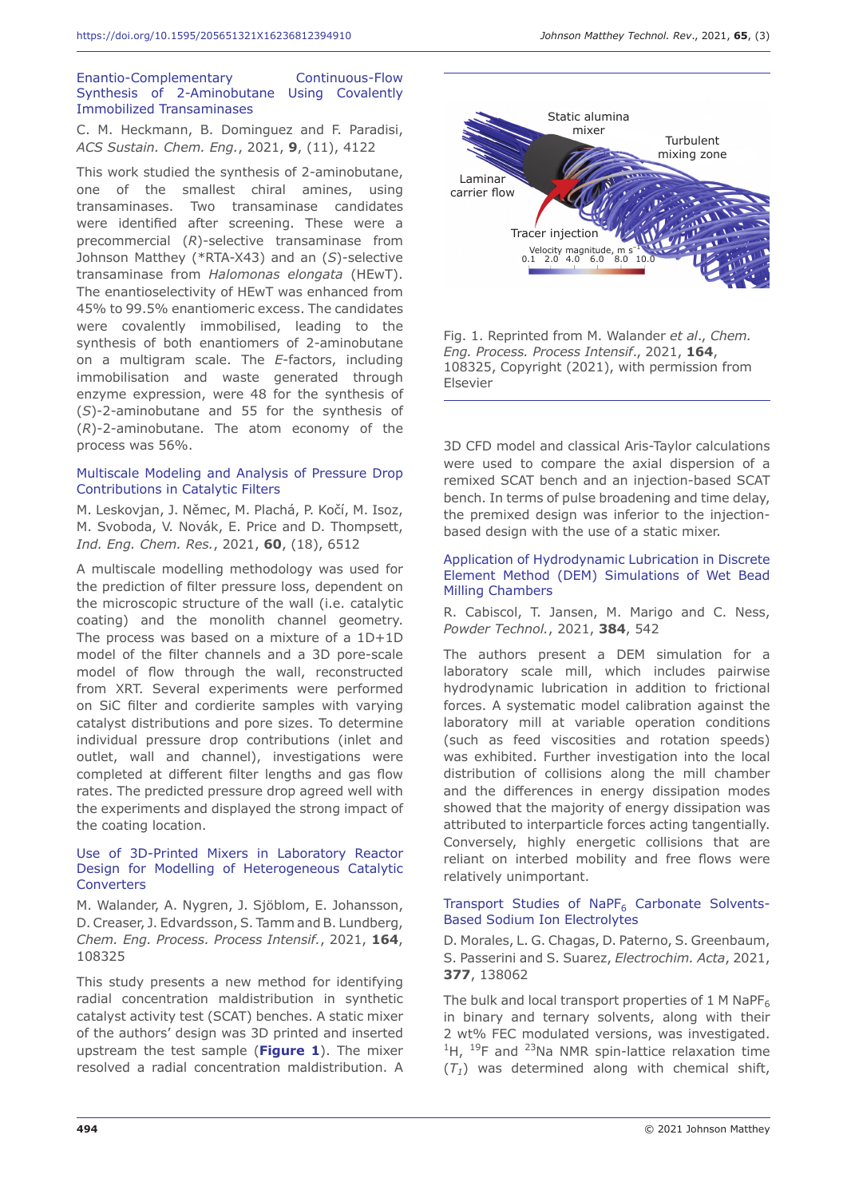### Enantio-Complementary Continuous-Flow Synthesis of 2-Aminobutane Using Covalently Immobilized Transaminases

C. M. Heckmann, B. Dominguez and F. Paradisi, *ACS Sustain. Chem. Eng.*, 2021, **9**, (11), 4122

This work studied the synthesis of 2-aminobutane, one of the smallest chiral amines, using transaminases. Two transaminase candidates were identified after screening. These were a precommercial (*R*)-selective transaminase from Johnson Matthey (*RTA-X43) and an (*S*)-selective transaminase from *Halomonas elongata* (HEwT). The enantioselectivity of HEwT was enhanced from 45% to 99.5% enantiomeric excess. The candidates were covalently immobilised, leading to the synthesis of both enantiomers of 2-aminobutane on a multigram scale. The *E*-factors, including immobilisation and waste generated through enzyme expression, were 48 for the synthesis of (*S*)-2-aminobutane and 55 for the synthesis of (*R*)-2-aminobutane. The atom economy of the process was 56%.

### Multiscale Modeling and Analysis of Pressure Drop Contributions in Catalytic Filters

M. Leskovjan, J. Němec, M. Plachá, P. Kočí, M. Isoz, M. Svoboda, V. Novák, E. Price and D. Thompsett, *Ind. Eng. Chem. Res.*, 2021, **60**, (18), 6512

A multiscale modelling methodology was used for the prediction of filter pressure loss, dependent on the microscopic structure of the wall (i.e. catalytic coating) and the monolith channel geometry. The process was based on a mixture of a 1D+1D model of the filter channels and a 3D pore-scale model of flow through the wall, reconstructed from XRT. Several experiments were performed on SiC filter and cordierite samples with varying catalyst distributions and pore sizes. To determine individual pressure drop contributions (inlet and outlet, wall and channel), investigations were completed at different filter lengths and gas flow rates. The predicted pressure drop agreed well with the experiments and displayed the strong impact of the coating location.

### Use of 3D-Printed Mixers in Laboratory Reactor Design for Modelling of Heterogeneous Catalytic Converters

M. Walander, A. Nygren, J. Sjöblom, E. Johansson, D. Creaser, J. Edvardsson, S. Tamm and B. Lundberg, *Chem. Eng. Process. Process Intensif.*, 2021, **164**, 108325

This study presents a new method for identifying radial concentration maldistribution in synthetic catalyst activity test (SCAT) benches. A static mixer of the authors' design was 3D printed and inserted upstream the test sample (**Figure 1**). The mixer resolved a radial concentration maldistribution. A 3D CFD model and classical Aris-Taylor calculations were used to compare the axial dispersion of a remixed SCAT bench and an injection-based SCAT bench. In terms of pulse broadening and time delay, the premixed design was inferior to the injection-based design with the use of a static mixer.

Fig. 1. Reprinted from M. Walander *et al.*, *Chem. Eng. Process. Process Intensif.*, 2021, **164**, 108325, Copyright (2021), with permission from Elsevier

### Application of Hydrodynamic Lubrication in Discrete Element Method (DEM) Simulations of Wet Bead Milling Chambers

R. Cabiscol, T. Jansen, M. Marigo and C. Ness, *Powder Technol.*, 2021, **384**, 542

The authors present a DEM simulation for a laboratory scale mill, which includes pairwise hydrodynamic lubrication in addition to frictional forces. A systematic model calibration against the laboratory mill at variable operation conditions (such as feed viscosities and rotation speeds) was exhibited. Further investigation into the local distribution of collisions along the mill chamber and the differences in energy dissipation modes showed that the majority of energy dissipation was attributed to interparticle forces acting tangentially. Conversely, highly energetic collisions that are reliant on interbed mobility and free flows were relatively unimportant.

### Transport Studies of $NaPF_6$ Carbonate Solvents-Based Sodium Ion Electrolytes

D. Morales, L. G. Chagas, D. Paterno, S. Greenbaum, S. Passerini and S. Suarez, *Electrochim. Acta*, 2021, **377**, 138062

The bulk and local transport properties of 1 M $NaPF_6$ in binary and ternary solvents, along with their 2 wt% FEC modulated versions, was investigated. $^{1}H$, $^{19}F$ and $^{23}Na$ NMR spin-lattice relaxation time ($T_1$) was determined along with chemical shift,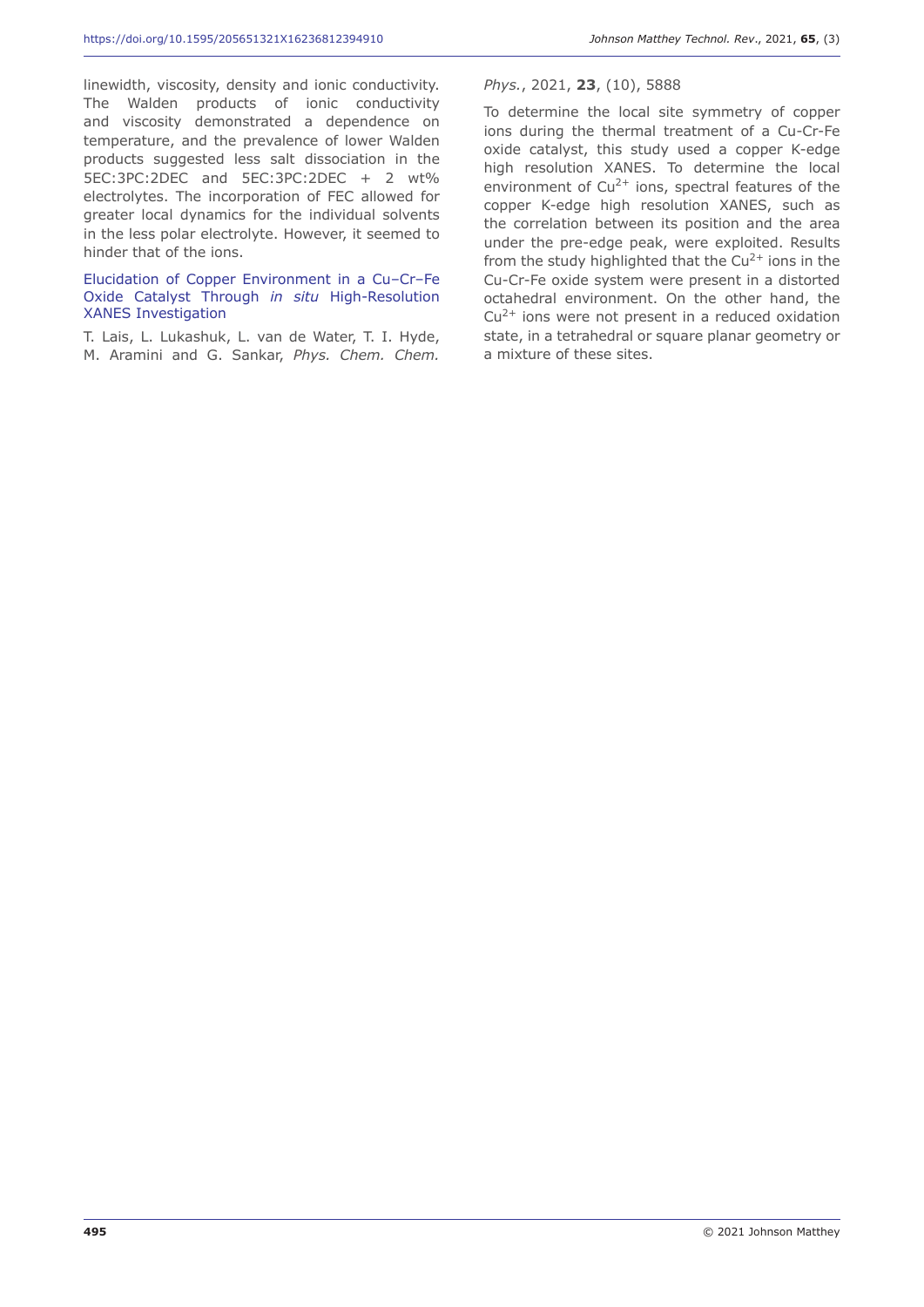linewidth, viscosity, density and ionic conductivity. The Walden products of ionic conductivity and viscosity demonstrated a dependence on temperature, and the prevalence of lower Walden products suggested less salt dissociation in the 5EC:3PC:2DEC and 5EC:3PC:2DEC + 2 wt% electrolytes. The incorporation of FEC allowed for greater local dynamics for the individual solvents in the less polar electrolyte. However, it seemed to hinder that of the ions.

### Elucidation of Copper Environment in a Cu–Cr–Fe Oxide Catalyst Through *in situ* High-Resolution XANES Investigation

T. Lais, L. Lukashuk, L. van de Water, T. I. Hyde, M. Aramini and G. Sankar, *Phys. Chem. Chem. Phys.*, 2021, **23**, (10), 5888

To determine the local site symmetry of copper ions during the thermal treatment of a Cu-Cr-Fe oxide catalyst, this study used a copper K-edge high resolution XANES. To determine the local environment of $Cu^{2+}$ ions, spectral features of the copper K-edge high resolution XANES, such as the correlation between its position and the area under the pre-edge peak, were exploited. Results from the study highlighted that the $Cu^{2+}$ ions in the Cu-Cr-Fe oxide system were present in a distorted octahedral environment. On the other hand, the $Cu^{2+}$ ions were not present in a reduced oxidation state, in a tetrahedral or square planar geometry or a mixture of these sites.